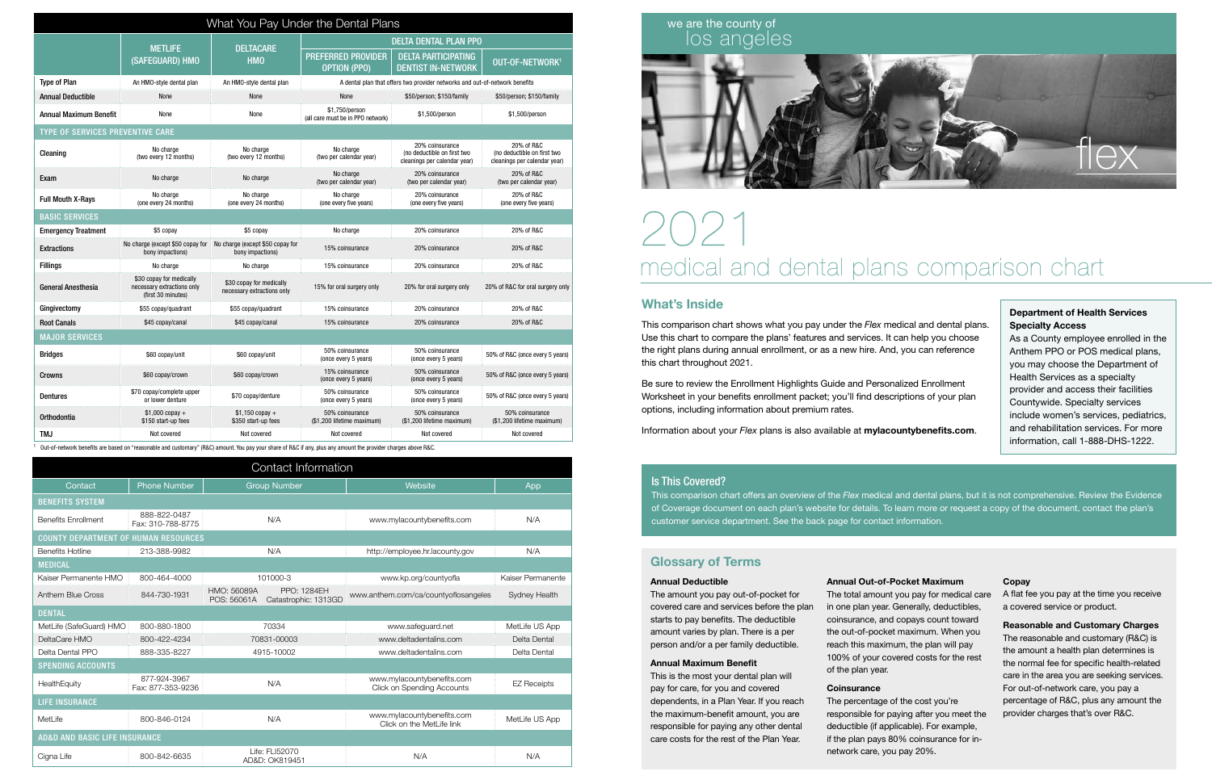# What You Pay Under the Dental Plans

| | METLIFE (SAFEGUARD) HMO | DELTACARE HMO | DELTA DENTAL PLAN PPO | | |
|---|---|---|---|---|---|
| | | | PREFERRED PROVIDER OPTION (PPO) | DELTA PARTICIPATING DENTIST IN-NETWORK | OUT-OF-NETWORK[1] |
| Type of Plan | An HMO-style dental plan | An HMO-style dental plan | A dental plan that offers two provider networks and out-of-network benefits | | |
| Annual Deductible | None | None | None | $50/person; $150/family | $50/person; $150/family |
| Annual Maximum Benefit | None | None | $1,750/person (all care must be in PPO network) | $1,500/person | $1,500/person |
| **TYPE OF SERVICES PREVENTIVE CARE** | | | | | |
| Cleaning | No charge (two every 12 months) | No charge (two every 12 months) | No charge (two per calendar year) | 20% coinsurance (no deductible on first two cleanings per calendar year) | 20% of R&C (no deductible on first two cleanings per calendar year) |
| Exam | No charge | No charge | No charge (two per calendar year) | 20% coinsurance (two per calendar year) | 20% of R&C (two per calendar year) |
| Full Mouth X-Rays | No charge (one every 24 months) | No charge (one every 24 months) | No charge (one every five years) | 20% coinsurance (one every five years) | 20% of R&C (one every five years) |
| **BASIC SERVICES** | | | | | |
| Emergency Treatment | $5 copay | $5 copay | No charge | 20% coinsurance | 20% of R&C |
| Extractions | No charge (except $50 copay for bony impactions) | No charge (except $50 copay for bony impactions) | 15% coinsurance | 20% coinsurance | 20% of R&C |
| Fillings | No charge | No charge | 15% coinsurance | 20% coinsurance | 20% of R&C |
| General Anesthesia | $30 copay for medically necessary extractions only (first 30 minutes) | $30 copay for medically necessary extractions only | 15% for oral surgery only | 20% for oral surgery only | 20% of R&C for oral surgery only |
| Gingivectomy | $55 copay/quadrant | $55 copay/quadrant | 15% coinsurance | 20% coinsurance | 20% of R&C |
| Root Canals | $45 copay/canal | $45 copay/canal | 15% coinsurance | 20% coinsurance | 20% of R&C |
| **MAJOR SERVICES** | | | | | |
| Bridges | $60 copay/unit | $60 copay/unit | 50% coinsurance (once every 5 years) | 50% coinsurance (once every 5 years) | 50% of R&C (once every 5 years) |
| Crowns | $60 copay/crown | $60 copay/crown | 15% coinsurance (once every 5 years) | 50% coinsurance (once every 5 years) | 50% of R&C (once every 5 years) |
| Dentures | $70 copay/complete upper or lower denture | $70 copay/denture | 50% coinsurance (once every 5 years) | 50% coinsurance (once every 5 years) | 50% of R&C (once every 5 years) |
| Orthodontia | $1,000 copay + $150 start-up fees | $1,150 copay + $350 start-up fees | 50% coinsurance ($1,200 lifetime maximum) | 50% coinsurance ($1,200 lifetime maximum) | 50% coinsurance ($1,200 lifetime maximum) |
| TMJ | Not covered | Not covered | Not covered | Not covered | Not covered |

[1] Out-of-network benefits are based on "reasonable and customary" (R&C) amount. You pay your share of R&C if any, plus any amount the provider charges above R&C.

# Contact Information

| Contact | Phone Number | Group Number | Website | App |
|---|---|---|---|---|
| **BENEFITS SYSTEM** | | | | |
| Benefits Enrollment | 888-822-0487 Fax: 310-788-8775 | N/A | www.mylacountybenefits.com | N/A |
| **COUNTY DEPARTMENT OF HUMAN RESOURCES** | | | | |
| Benefits Hotline | 213-388-9982 | N/A | http://employee.hr.lacounty.gov | N/A |
| **MEDICAL** | | | | |
| Kaiser Permanente HMO | 800-464-4000 | 101000-3 | www.kp.org/countyofla | Kaiser Permanente |
| Anthem Blue Cross | 844-730-1931 | HMO: 56089A PPO: 1284EH POS: 56061A Catastrophic: 1313GD | www.anthem.com/ca/countyoflosangeles | Sydney Health |
| **DENTAL** | | | | |
| MetLife (SafeGuard) HMO | 800-880-1800 | 70334 | www.safeguard.net | MetLife US App |
| DeltaCare HMO | 800-422-4234 | 70831-00003 | www.deltadentalins.com | Delta Dental |
| Delta Dental PPO | 888-335-8227 | 4915-10002 | www.deltadentalins.com | Delta Dental |
| **SPENDING ACCOUNTS** | | | | |
| HealthEquity | 877-924-3967 Fax: 877-353-9236 | N/A | www.mylacountybenefits.com Click on Spending Accounts | EZ Receipts |
| **LIFE INSURANCE** | | | | |
| MetLife | 800-846-0124 | N/A | www.mylacountybenefits.com Click on the MetLife link | MetLife US App |
| **AD&D AND BASIC LIFE INSURANCE** | | | | |
| Cigna Life | 800-842-6635 | Life: FLI52070 AD&D: OK819451 | N/A | N/A |

we are the county of los angeles

flex

# 2021 medical and dental plans comparison chart

## What's Inside

This comparison chart shows what you pay under the *Flex* medical and dental plans. Use this chart to compare the plans' features and services. It can help you choose the right plans during annual enrollment, or as a new hire. And, you can reference this chart throughout 2021.

Be sure to review the Enrollment Highlights Guide and Personalized Enrollment Worksheet in your benefits enrollment packet; you'll find descriptions of your plan options, including information about premium rates.

Information about your *Flex* plans is also available at **mylacountybenefits.com**.

**Department of Health Services Specialty Access**

As a County employee enrolled in the Anthem PPO or POS medical plans, you may choose the Department of Health Services as a specialty provider and access their facilities Countywide. Specialty services include women's services, pediatrics, and rehabilitation services. For more information, call 1-888-DHS-1222.

## Is This Covered?

This comparison chart offers an overview of the *Flex* medical and dental plans, but it is not comprehensive. Review the Evidence of Coverage document on each plan's website for details. To learn more or request a copy of the document, contact the plan's customer service department. See the back page for contact information.

## Glossary of Terms

**Annual Deductible**

The amount you pay out-of-pocket for covered care and services before the plan starts to pay benefits. The deductible amount varies by plan. There is a per person and/or a per family deductible.

**Annual Maximum Benefit**

This is the most your dental plan will pay for care, for you and covered dependents, in a Plan Year. If you reach the maximum-benefit amount, you are responsible for paying any other dental care costs for the rest of the Plan Year.

**Annual Out-of-Pocket Maximum**

The total amount you pay for medical care in one plan year. Generally, deductibles, coinsurance, and copays count toward the out-of-pocket maximum. When you reach this maximum, the plan will pay 100% of your covered costs for the rest of the plan year.

**Coinsurance**

The percentage of the cost you're responsible for paying after you meet the deductible (if applicable). For example, if the plan pays 80% coinsurance for in-network care, you pay 20%.

**Copay**

A flat fee you pay at the time you receive a covered service or product.

**Reasonable and Customary Charges**

The reasonable and customary (R&C) is the amount a health plan determines is the normal fee for specific health-related care in the area you are seeking services. For out-of-network care, you pay a percentage of R&C, plus any amount the provider charges that's over R&C.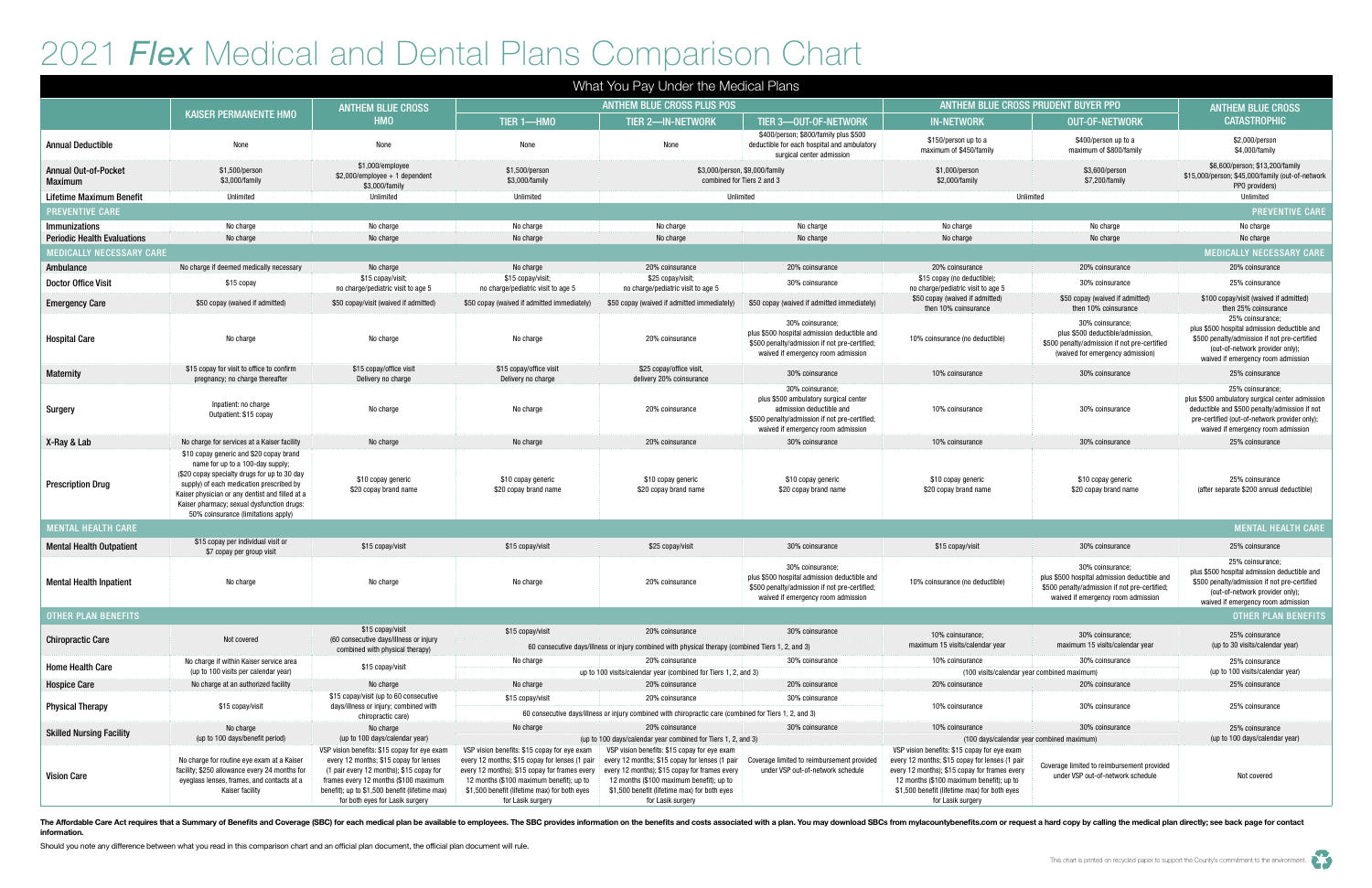# 2021 *Flex* Medical and Dental Plans Comparison Chart

## What You Pay Under the Medical Plans

| | KAISER PERMANENTE HMO | ANTHEM BLUE CROSS HMO | ANTHEM BLUE CROSS PLUS POS | | | ANTHEM BLUE CROSS PRUDENT BUYER PPO | | ANTHEM BLUE CROSS CATASTROPHIC |
|---|---|---|---|---|---|---|---|---|
| | | | TIER 1—HMO | TIER 2—IN-NETWORK | TIER 3—OUT-OF-NETWORK | IN-NETWORK | OUT-OF-NETWORK | |
| **Annual Deductible** | None | None | None | None | $400/person; $800/family plus $500 deductible for each hospital and ambulatory surgical center admission | $150/person up to a maximum of $450/family | $400/person up to a maximum of $800/family | $2,000/person $4,000/family |
| **Annual Out-of-Pocket Maximum** | $1,500/person $3,000/family | $1,000/employee $2,000/employee + 1 dependent $3,000/family | $1,500/person $3,000/family | $3,000/person, $9,000/family combined for Tiers 2 and 3 | | $1,000/person $2,000/family | $3,600/person $7,200/family | $6,600/person; $13,200/family $15,000/person; $45,000/family (out-of-network PPO providers) |
| **Lifetime Maximum Benefit** | Unlimited | Unlimited | Unlimited | Unlimited | | Unlimited | | Unlimited |
| **PREVENTIVE CARE** | | | | | | | | |
| **Immunizations** | No charge | No charge | No charge | No charge | No charge | No charge | No charge | No charge |
| **Periodic Health Evaluations** | No charge | No charge | No charge | No charge | No charge | No charge | No charge | No charge |
| **MEDICALLY NECESSARY CARE** | | | | | | | | |
| **Ambulance** | No charge if deemed medically necessary | No charge | No charge | 20% coinsurance | 20% coinsurance | 20% coinsurance | 20% coinsurance | 20% coinsurance |
| **Doctor Office Visit** | $15 copay | $15 copay/visit; no charge/pediatric visit to age 5 | $15 copay/visit; no charge/pediatric visit to age 5 | $25 copay/visit; no charge/pediatric visit to age 5 | 30% coinsurance | $15 copay (no deductible); no charge/pediatric visit to age 5 | 30% coinsurance | 25% coinsurance |
| **Emergency Care** | $50 copay (waived if admitted) | $50 copay/visit (waived if admitted) | $50 copay (waived if admitted immediately) | $50 copay (waived if admitted immediately) | $50 copay (waived if admitted immediately) | $50 copay (waived if admitted) then 10% coinsurance | $50 copay (waived if admitted) then 10% coinsurance | $100 copay/visit (waived if admitted) then 25% coinsurance |
| **Hospital Care** | No charge | No charge | No charge | 20% coinsurance | 30% coinsurance; plus $500 hospital admission deductible and $500 penalty/admission if not pre-certified; waived if emergency room admission | 10% coinsurance (no deductible) | 30% coinsurance; plus $500 deductible/admission, $500 penalty/admission if not pre-certified (waived for emergency admission) | 25% coinsurance; plus $500 hospital admission deductible and $500 penalty/admission if not pre-certified (out-of-network provider only); waived if emergency room admission |
| **Maternity** | $15 copay for visit to office to confirm pregnancy; no charge thereafter | $15 copay/office visit Delivery no charge | $15 copay/office visit Delivery no charge | $25 copay/office visit, delivery 20% coinsurance | 30% coinsurance | 10% coinsurance | 30% coinsurance | 25% coinsurance |
| **Surgery** | Inpatient: no charge Outpatient: $15 copay | No charge | No charge | 20% coinsurance | 30% coinsurance; plus $500 ambulatory surgical center admission deductible and $500 penalty/admission if not pre-certified; waived if emergency room admission | 10% coinsurance | 30% coinsurance | 25% coinsurance; plus $500 ambulatory surgical center admission deductible and $500 penalty/admission if not pre-certified (out-of-network provider only); waived if emergency room admission |
| **X-Ray & Lab** | No charge for services at a Kaiser facility | No charge | No charge | 20% coinsurance | 30% coinsurance | 10% coinsurance | 30% coinsurance | 25% coinsurance |
| **Prescription Drug** | $10 copay generic and $20 copay brand name for up to a 100-day supply; ($20 copay specialty drugs for up to 30 day supply) of each medication prescribed by Kaiser physician or any dentist and filled at a Kaiser pharmacy; sexual dysfunction drugs: 50% coinsurance (limitations apply) | $10 copay generic $20 copay brand name | $10 copay generic $20 copay brand name | $10 copay generic $20 copay brand name | $10 copay generic $20 copay brand name | $10 copay generic $20 copay brand name | $10 copay generic $20 copay brand name | 25% coinsurance (after separate $200 annual deductible) |
| **MENTAL HEALTH CARE** | | | | | | | | |
| **Mental Health Outpatient** | $15 copay per individual visit or $7 copay per group visit | $15 copay/visit | $15 copay/visit | $25 copay/visit | 30% coinsurance | $15 copay/visit | 30% coinsurance | 25% coinsurance |
| **Mental Health Inpatient** | No charge | No charge | No charge | 20% coinsurance | 30% coinsurance; plus $500 hospital admission deductible and $500 penalty/admission if not pre-certified; waived if emergency room admission | 10% coinsurance (no deductible) | 30% coinsurance; plus $500 hospital admission deductible and $500 penalty/admission if not pre-certified; waived if emergency room admission | 25% coinsurance; plus $500 hospital admission deductible and $500 penalty/admission if not pre-certified (out-of-network provider only); waived if emergency room admission |
| **OTHER PLAN BENEFITS** | | | | | | | | |
| **Chiropractic Care** | Not covered | $15 copay/visit (60 consecutive days/illness or injury combined with physical therapy) | $15 copay/visit | 20% coinsurance | 30% coinsurance | 10% coinsurance; maximum 15 visits/calendar year | 30% coinsurance; maximum 15 visits/calendar year | 25% coinsurance (up to 30 visits/calendar year) |
| | | | 60 consecutive days/illness or injury combined with physical therapy (combined Tiers 1, 2, and 3) | | | | | |
| **Home Health Care** | No charge if within Kaiser service area (up to 100 visits per calendar year) | $15 copay/visit | No charge | 20% coinsurance | 30% coinsurance | 10% coinsurance | 30% coinsurance | 25% coinsurance (up to 100 visits/calendar year) |
| | | | up to 100 visits/calendar year (combined for Tiers 1, 2, and 3) | | | (100 visits/calendar year combined maximum) | | |
| **Hospice Care** | No charge at an authorized facility | No charge | No charge | 20% coinsurance | 20% coinsurance | 20% coinsurance | 20% coinsurance | 25% coinsurance |
| **Physical Therapy** | $15 copay/visit | $15 copay/visit (up to 60 consecutive days/illness or injury; combined with chiropractic care) | $15 copay/visit | 20% coinsurance | 30% coinsurance | 10% coinsurance | 30% coinsurance | 25% coinsurance |
| | | | 60 consecutive days/illness or injury combined with chiropractic care (combined for Tiers 1, 2, and 3) | | | | | |
| **Skilled Nursing Facility** | No charge (up to 100 days/benefit period) | No charge (up to 100 days/calendar year) | No charge | 20% coinsurance | 30% coinsurance | 10% coinsurance | 30% coinsurance | 25% coinsurance (up to 100 days/calendar year) |
| | | | (up to 100 days/calendar year combined for Tiers 1, 2, and 3) | | | (100 days/calendar year combined maximum) | | |
| **Vision Care** | No charge for routine eye exam at a Kaiser facility; $250 allowance every 24 months for eyeglass lenses, frames, and contacts at a Kaiser facility | VSP vision benefits: $15 copay for eye exam every 12 months; $15 copay for lenses (1 pair every 12 months); $15 copay for frames every 12 months ($100 maximum benefit); up to $1,500 benefit (lifetime max) for both eyes for Lasik surgery | VSP vision benefits: $15 copay for eye exam every 12 months; $15 copay for lenses (1 pair every 12 months); $15 copay for frames every 12 months ($100 maximum benefit); up to $1,500 benefit (lifetime max) for both eyes for Lasik surgery | VSP vision benefits: $15 copay for eye exam every 12 months; $15 copay for lenses (1 pair every 12 months); $15 copay for frames every 12 months ($100 maximum benefit); up to $1,500 benefit (lifetime max) for both eyes for Lasik surgery | Coverage limited to reimbursement provided under VSP out-of-network schedule | VSP vision benefits: $15 copay for eye exam every 12 months; $15 copay for lenses (1 pair every 12 months); $15 copay for frames every 12 months ($100 maximum benefit); up to $1,500 benefit (lifetime max) for both eyes for Lasik surgery | Coverage limited to reimbursement provided under VSP out-of-network schedule | Not covered |

**The Affordable Care Act requires that a Summary of Benefits and Coverage (SBC) for each medical plan be available to employees. The SBC provides information on the benefits and costs associated with a plan. You may download SBCs from mylacountybenefits.com or request a hard copy by calling the medical plan directly; see back page for contact information.**

Should you note any difference between what you read in this comparison chart and an official plan document, the official plan document will rule.

This chart is printed on recycled paper to support the County's commitment to the environment.